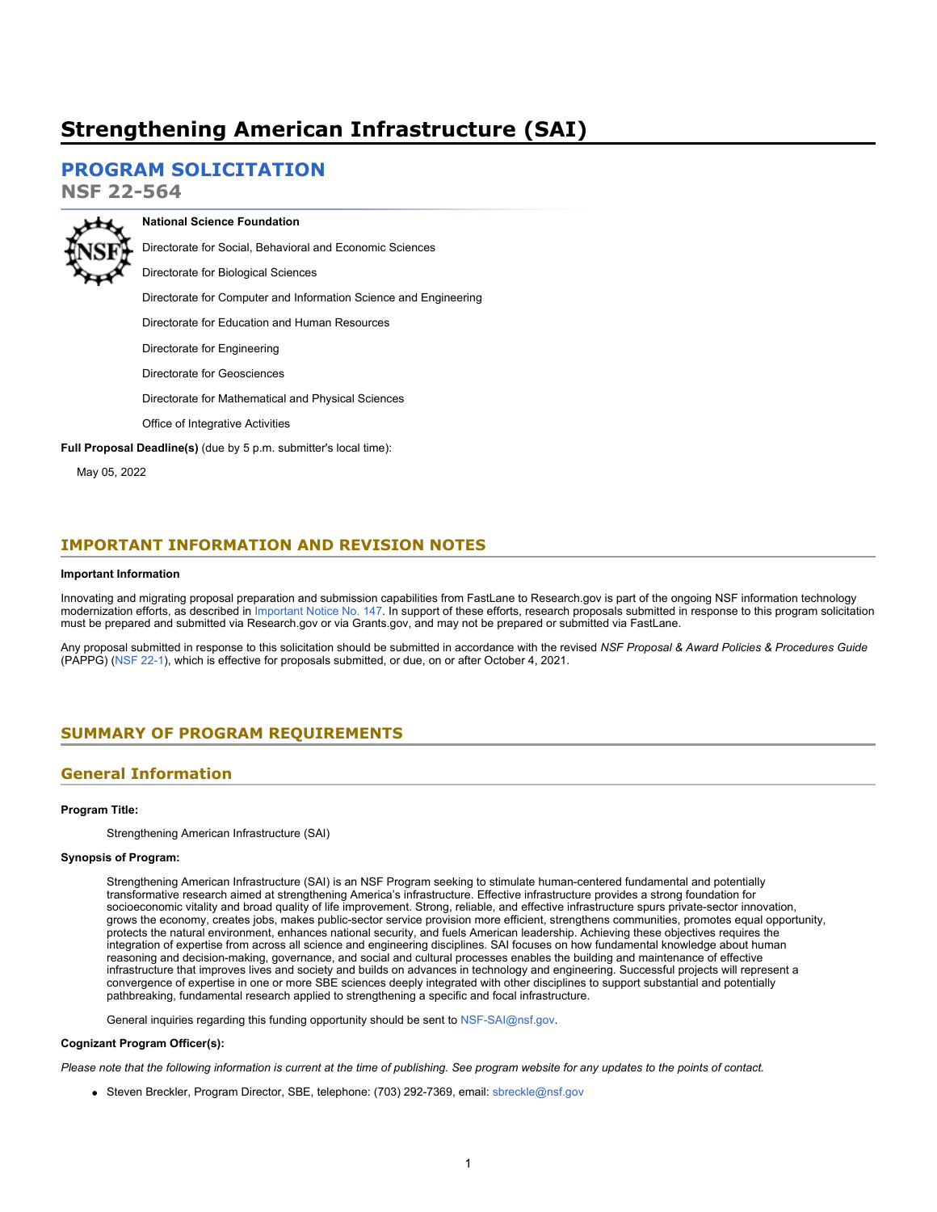# Strengthening American Infrastructure (SAI)

## PROGRAM SOLICITATION

## NSF 22-564

**National Science Foundation**

Directorate for Social, Behavioral and Economic Sciences

Directorate for Biological Sciences

Directorate for Computer and Information Science and Engineering

Directorate for Education and Human Resources

Directorate for Engineering

Directorate for Geosciences

Directorate for Mathematical and Physical Sciences

Office of Integrative Activities

**Full Proposal Deadline(s)** (due by 5 p.m. submitter's local time):

May 05, 2022

## IMPORTANT INFORMATION AND REVISION NOTES

**Important Information**

Innovating and migrating proposal preparation and submission capabilities from FastLane to Research.gov is part of the ongoing NSF information technology modernization efforts, as described in Important Notice No. 147. In support of these efforts, research proposals submitted in response to this program solicitation must be prepared and submitted via Research.gov or via Grants.gov, and may not be prepared or submitted via FastLane.

Any proposal submitted in response to this solicitation should be submitted in accordance with the revised *NSF Proposal & Award Policies & Procedures Guide* (PAPPG) (NSF 22-1), which is effective for proposals submitted, or due, on or after October 4, 2021.

## SUMMARY OF PROGRAM REQUIREMENTS

## General Information

**Program Title:**

Strengthening American Infrastructure (SAI)

**Synopsis of Program:**

Strengthening American Infrastructure (SAI) is an NSF Program seeking to stimulate human-centered fundamental and potentially transformative research aimed at strengthening America's infrastructure. Effective infrastructure provides a strong foundation for socioeconomic vitality and broad quality of life improvement. Strong, reliable, and effective infrastructure spurs private-sector innovation, grows the economy, creates jobs, makes public-sector service provision more efficient, strengthens communities, promotes equal opportunity, protects the natural environment, enhances national security, and fuels American leadership. Achieving these objectives requires the integration of expertise from across all science and engineering disciplines. SAI focuses on how fundamental knowledge about human reasoning and decision-making, governance, and social and cultural processes enables the building and maintenance of effective infrastructure that improves lives and society and builds on advances in technology and engineering. Successful projects will represent a convergence of expertise in one or more SBE sciences deeply integrated with other disciplines to support substantial and potentially pathbreaking, fundamental research applied to strengthening a specific and focal infrastructure.

General inquiries regarding this funding opportunity should be sent to NSF-SAI@nsf.gov.

**Cognizant Program Officer(s):**

*Please note that the following information is current at the time of publishing. See program website for any updates to the points of contact.*

- Steven Breckler, Program Director, SBE, telephone: (703) 292-7369, email: sbreckle@nsf.gov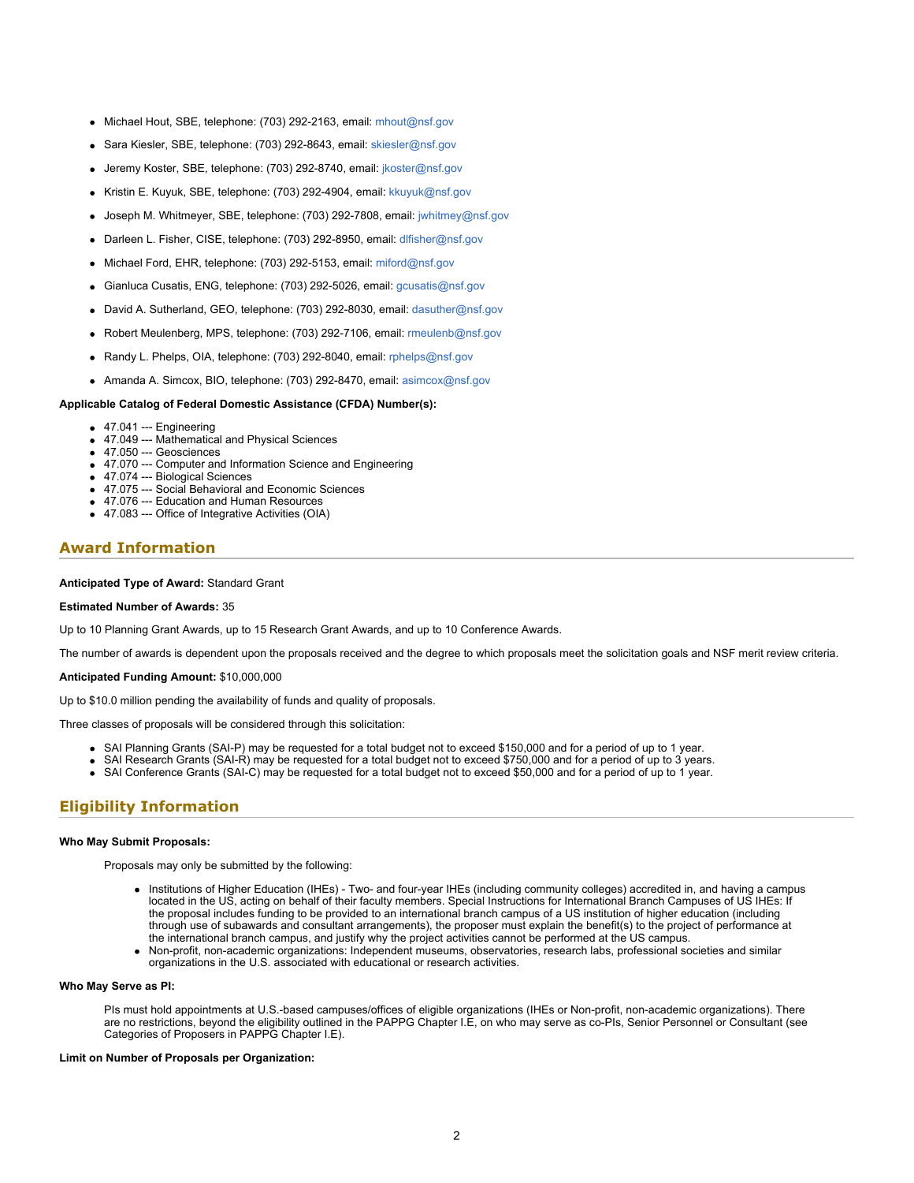- Michael Hout, SBE, telephone: (703) 292-2163, email: mhout@nsf.gov
- Sara Kiesler, SBE, telephone: (703) 292-8643, email: skiesler@nsf.gov
- Jeremy Koster, SBE, telephone: (703) 292-8740, email: jkoster@nsf.gov
- Kristin E. Kuyuk, SBE, telephone: (703) 292-4904, email: kkuyuk@nsf.gov
- Joseph M. Whitmeyer, SBE, telephone: (703) 292-7808, email: jwhitmey@nsf.gov
- Darleen L. Fisher, CISE, telephone: (703) 292-8950, email: dlfisher@nsf.gov
- Michael Ford, EHR, telephone: (703) 292-5153, email: miford@nsf.gov
- Gianluca Cusatis, ENG, telephone: (703) 292-5026, email: gcusatis@nsf.gov
- David A. Sutherland, GEO, telephone: (703) 292-8030, email: dasuther@nsf.gov
- Robert Meulenberg, MPS, telephone: (703) 292-7106, email: rmeulenb@nsf.gov
- Randy L. Phelps, OIA, telephone: (703) 292-8040, email: rphelps@nsf.gov
- Amanda A. Simcox, BIO, telephone: (703) 292-8470, email: asimcox@nsf.gov

**Applicable Catalog of Federal Domestic Assistance (CFDA) Number(s):**

- 47.041 --- Engineering
- 47.049 --- Mathematical and Physical Sciences
- 47.050 --- Geosciences
- 47.070 --- Computer and Information Science and Engineering
- 47.074 --- Biological Sciences
- 47.075 --- Social Behavioral and Economic Sciences
- 47.076 --- Education and Human Resources
- 47.083 --- Office of Integrative Activities (OIA)

## Award Information

**Anticipated Type of Award:** Standard Grant

**Estimated Number of Awards:** 35

Up to 10 Planning Grant Awards, up to 15 Research Grant Awards, and up to 10 Conference Awards.

The number of awards is dependent upon the proposals received and the degree to which proposals meet the solicitation goals and NSF merit review criteria.

**Anticipated Funding Amount:** $10,000,000

Up to $10.0 million pending the availability of funds and quality of proposals.

Three classes of proposals will be considered through this solicitation:

- SAI Planning Grants (SAI-P) may be requested for a total budget not to exceed $150,000 and for a period of up to 1 year.
- SAI Research Grants (SAI-R) may be requested for a total budget not to exceed $750,000 and for a period of up to 3 years.
- SAI Conference Grants (SAI-C) may be requested for a total budget not to exceed $50,000 and for a period of up to 1 year.

## Eligibility Information

**Who May Submit Proposals:**

Proposals may only be submitted by the following:

- Institutions of Higher Education (IHEs) - Two- and four-year IHEs (including community colleges) accredited in, and having a campus located in the US, acting on behalf of their faculty members. Special Instructions for International Branch Campuses of US IHEs: If the proposal includes funding to be provided to an international branch campus of a US institution of higher education (including through use of subawards and consultant arrangements), the proposer must explain the benefit(s) to the project of performance at the international branch campus, and justify why the project activities cannot be performed at the US campus.
- Non-profit, non-academic organizations: Independent museums, observatories, research labs, professional societies and similar organizations in the U.S. associated with educational or research activities.

**Who May Serve as PI:**

PIs must hold appointments at U.S.-based campuses/offices of eligible organizations (IHEs or Non-profit, non-academic organizations). There are no restrictions, beyond the eligibility outlined in the PAPPG Chapter I.E, on who may serve as co-PIs, Senior Personnel or Consultant (see Categories of Proposers in PAPPG Chapter I.E).

**Limit on Number of Proposals per Organization:**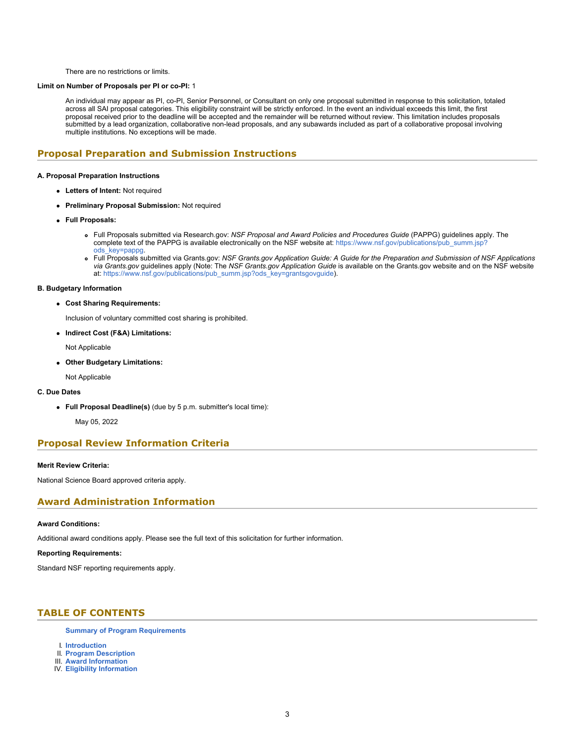There are no restrictions or limits.

**Limit on Number of Proposals per PI or co-PI:** 1

An individual may appear as PI, co-PI, Senior Personnel, or Consultant on only one proposal submitted in response to this solicitation, totaled across all SAI proposal categories. This eligibility constraint will be strictly enforced. In the event an individual exceeds this limit, the first proposal received prior to the deadline will be accepted and the remainder will be returned without review. This limitation includes proposals submitted by a lead organization, collaborative non-lead proposals, and any subawards included as part of a collaborative proposal involving multiple institutions. No exceptions will be made.

## Proposal Preparation and Submission Instructions

**A. Proposal Preparation Instructions**

- **Letters of Intent:** Not required
- **Preliminary Proposal Submission:** Not required
- **Full Proposals:**
  - Full Proposals submitted via Research.gov: *NSF Proposal and Award Policies and Procedures Guide* (PAPPG) guidelines apply. The complete text of the PAPPG is available electronically on the NSF website at: https://www.nsf.gov/publications/pub_summ.jsp?ods_key=pappg.
  - Full Proposals submitted via Grants.gov: *NSF Grants.gov Application Guide: A Guide for the Preparation and Submission of NSF Applications via Grants.gov* guidelines apply (Note: The *NSF Grants.gov Application Guide* is available on the Grants.gov website and on the NSF website at: https://www.nsf.gov/publications/pub_summ.jsp?ods_key=grantsgovguide).

**B. Budgetary Information**

- **Cost Sharing Requirements:**

  Inclusion of voluntary committed cost sharing is prohibited.

- **Indirect Cost (F&A) Limitations:**

  Not Applicable

- **Other Budgetary Limitations:**

  Not Applicable

**C. Due Dates**

- **Full Proposal Deadline(s)** (due by 5 p.m. submitter's local time):

  May 05, 2022

## Proposal Review Information Criteria

**Merit Review Criteria:**

National Science Board approved criteria apply.

## Award Administration Information

**Award Conditions:**

Additional award conditions apply. Please see the full text of this solicitation for further information.

**Reporting Requirements:**

Standard NSF reporting requirements apply.

## TABLE OF CONTENTS

**Summary of Program Requirements**

I. **Introduction**
II. **Program Description**
III. **Award Information**
IV. **Eligibility Information**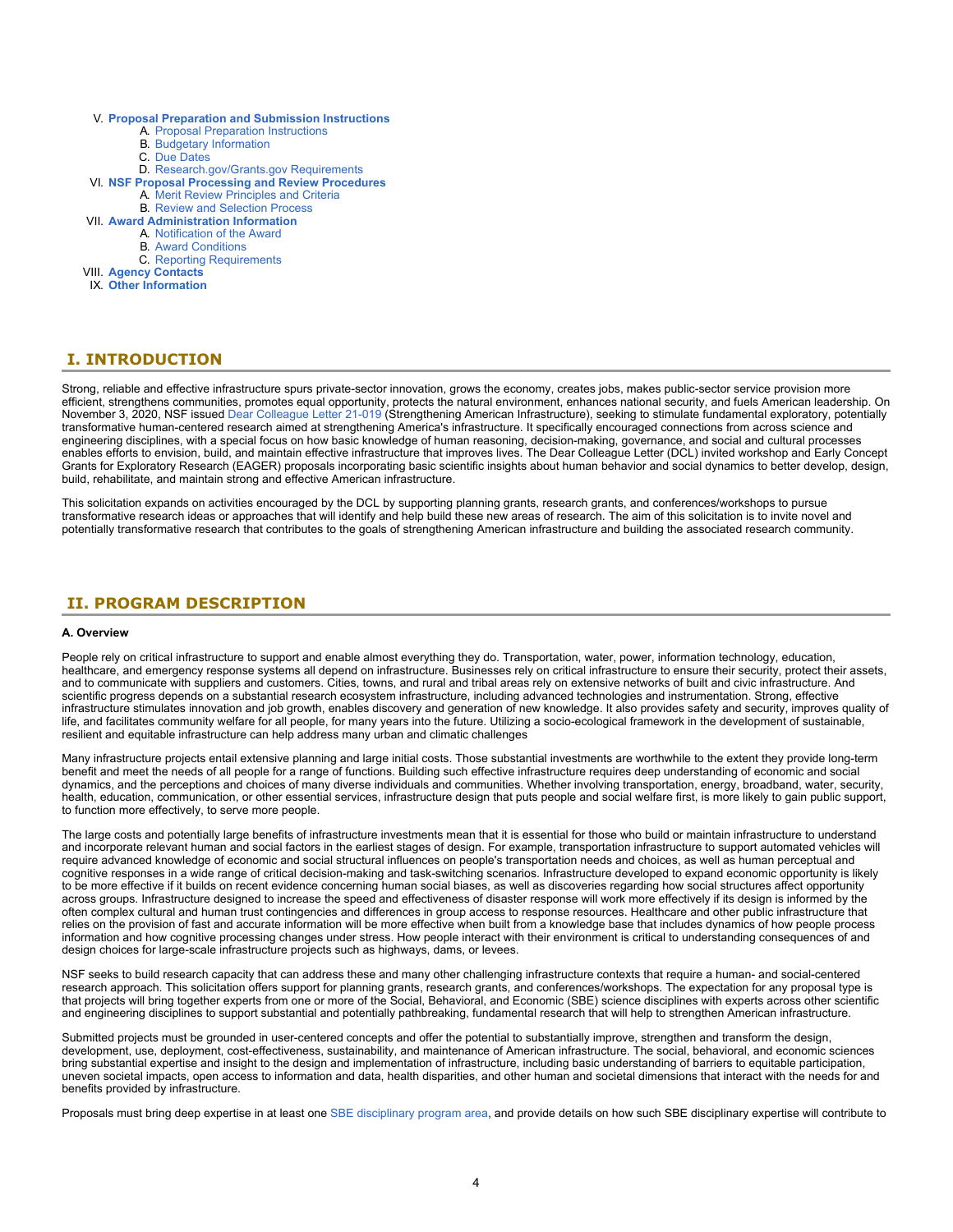V. **Proposal Preparation and Submission Instructions**
   A. Proposal Preparation Instructions
   B. Budgetary Information
   C. Due Dates
   D. Research.gov/Grants.gov Requirements
VI. **NSF Proposal Processing and Review Procedures**
   A. Merit Review Principles and Criteria
   B. Review and Selection Process
VII. **Award Administration Information**
   A. Notification of the Award
   B. Award Conditions
   C. Reporting Requirements
VIII. **Agency Contacts**
IX. **Other Information**

## I. INTRODUCTION

Strong, reliable and effective infrastructure spurs private-sector innovation, grows the economy, creates jobs, makes public-sector service provision more efficient, strengthens communities, promotes equal opportunity, protects the natural environment, enhances national security, and fuels American leadership. On November 3, 2020, NSF issued Dear Colleague Letter 21-019 (Strengthening American Infrastructure), seeking to stimulate fundamental exploratory, potentially transformative human-centered research aimed at strengthening America's infrastructure. It specifically encouraged connections from across science and engineering disciplines, with a special focus on how basic knowledge of human reasoning, decision-making, governance, and social and cultural processes enables efforts to envision, build, and maintain effective infrastructure that improves lives. The Dear Colleague Letter (DCL) invited workshop and Early Concept Grants for Exploratory Research (EAGER) proposals incorporating basic scientific insights about human behavior and social dynamics to better develop, design, build, rehabilitate, and maintain strong and effective American infrastructure.

This solicitation expands on activities encouraged by the DCL by supporting planning grants, research grants, and conferences/workshops to pursue transformative research ideas or approaches that will identify and help build these new areas of research. The aim of this solicitation is to invite novel and potentially transformative research that contributes to the goals of strengthening American infrastructure and building the associated research community.

## II. PROGRAM DESCRIPTION

**A. Overview**

People rely on critical infrastructure to support and enable almost everything they do. Transportation, water, power, information technology, education, healthcare, and emergency response systems all depend on infrastructure. Businesses rely on critical infrastructure to ensure their security, protect their assets, and to communicate with suppliers and customers. Cities, towns, and rural and tribal areas rely on extensive networks of built and civic infrastructure. And scientific progress depends on a substantial research ecosystem infrastructure, including advanced technologies and instrumentation. Strong, effective infrastructure stimulates innovation and job growth, enables discovery and generation of new knowledge. It also provides safety and security, improves quality of life, and facilitates community welfare for all people, for many years into the future. Utilizing a socio-ecological framework in the development of sustainable, resilient and equitable infrastructure can help address many urban and climatic challenges

Many infrastructure projects entail extensive planning and large initial costs. Those substantial investments are worthwhile to the extent they provide long-term benefit and meet the needs of all people for a range of functions. Building such effective infrastructure requires deep understanding of economic and social dynamics, and the perceptions and choices of many diverse individuals and communities. Whether involving transportation, energy, broadband, water, security, health, education, communication, or other essential services, infrastructure design that puts people and social welfare first, is more likely to gain public support, to function more effectively, to serve more people.

The large costs and potentially large benefits of infrastructure investments mean that it is essential for those who build or maintain infrastructure to understand and incorporate relevant human and social factors in the earliest stages of design. For example, transportation infrastructure to support automated vehicles will require advanced knowledge of economic and social structural influences on people's transportation needs and choices, as well as human perceptual and cognitive responses in a wide range of critical decision-making and task-switching scenarios. Infrastructure developed to expand economic opportunity is likely to be more effective if it builds on recent evidence concerning human social biases, as well as discoveries regarding how social structures affect opportunity across groups. Infrastructure designed to increase the speed and effectiveness of disaster response will work more effectively if its design is informed by the often complex cultural and human trust contingencies and differences in group access to response resources. Healthcare and other public infrastructure that relies on the provision of fast and accurate information will be more effective when built from a knowledge base that includes dynamics of how people process information and how cognitive processing changes under stress. How people interact with their environment is critical to understanding consequences of and design choices for large-scale infrastructure projects such as highways, dams, or levees.

NSF seeks to build research capacity that can address these and many other challenging infrastructure contexts that require a human- and social-centered research approach. This solicitation offers support for planning grants, research grants, and conferences/workshops. The expectation for any proposal type is that projects will bring together experts from one or more of the Social, Behavioral, and Economic (SBE) science disciplines with experts across other scientific and engineering disciplines to support substantial and potentially pathbreaking, fundamental research that will help to strengthen American infrastructure.

Submitted projects must be grounded in user-centered concepts and offer the potential to substantially improve, strengthen and transform the design, development, use, deployment, cost-effectiveness, sustainability, and maintenance of American infrastructure. The social, behavioral, and economic sciences bring substantial expertise and insight to the design and implementation of infrastructure, including basic understanding of barriers to equitable participation, uneven societal impacts, open access to information and data, health disparities, and other human and societal dimensions that interact with the needs for and benefits provided by infrastructure.

Proposals must bring deep expertise in at least one SBE disciplinary program area, and provide details on how such SBE disciplinary expertise will contribute to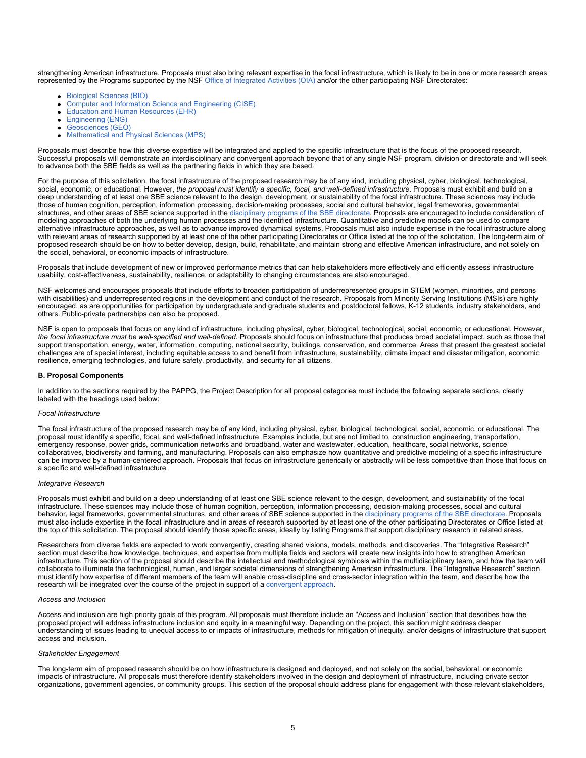strengthening American infrastructure. Proposals must also bring relevant expertise in the focal infrastructure, which is likely to be in one or more research areas represented by the Programs supported by the NSF Office of Integrated Activities (OIA) and/or the other participating NSF Directorates:

- Biological Sciences (BIO)
- Computer and Information Science and Engineering (CISE)
- Education and Human Resources (EHR)
- Engineering (ENG)
- Geosciences (GEO)
- Mathematical and Physical Sciences (MPS)

Proposals must describe how this diverse expertise will be integrated and applied to the specific infrastructure that is the focus of the proposed research. Successful proposals will demonstrate an interdisciplinary and convergent approach beyond that of any single NSF program, division or directorate and will seek to advance both the SBE fields as well as the partnering fields in which they are based.

For the purpose of this solicitation, the focal infrastructure of the proposed research may be of any kind, including physical, cyber, biological, technological, social, economic, or educational. However, *the proposal must identify a specific, focal, and well-defined infrastructure*. Proposals must exhibit and build on a deep understanding of at least one SBE science relevant to the design, development, or sustainability of the focal infrastructure. These sciences may include those of human cognition, perception, information processing, decision-making processes, social and cultural behavior, legal frameworks, governmental structures, and other areas of SBE science supported in the disciplinary programs of the SBE directorate. Proposals are encouraged to include consideration of modeling approaches of both the underlying human processes and the identified infrastructure. Quantitative and predictive models can be used to compare alternative infrastructure approaches, as well as to advance improved dynamical systems. Proposals must also include expertise in the focal infrastructure along with relevant areas of research supported by at least one of the other participating Directorates or Office listed at the top of the solicitation. The long-term aim of proposed research should be on how to better develop, design, build, rehabilitate, and maintain strong and effective American infrastructure, and not solely on the social, behavioral, or economic impacts of infrastructure.

Proposals that include development of new or improved performance metrics that can help stakeholders more effectively and efficiently assess infrastructure usability, cost-effectiveness, sustainability, resilience, or adaptability to changing circumstances are also encouraged.

NSF welcomes and encourages proposals that include efforts to broaden participation of underrepresented groups in STEM (women, minorities, and persons with disabilities) and underrepresented regions in the development and conduct of the research. Proposals from Minority Serving Institutions (MSIs) are highly encouraged, as are opportunities for participation by undergraduate and graduate students and postdoctoral fellows, K-12 students, industry stakeholders, and others. Public-private partnerships can also be proposed.

NSF is open to proposals that focus on any kind of infrastructure, including physical, cyber, biological, technological, social, economic, or educational. However, *the focal infrastructure must be well-specified and well-defined*. Proposals should focus on infrastructure that produces broad societal impact, such as those that support transportation, energy, water, information, computing, national security, buildings, conservation, and commerce. Areas that present the greatest societal challenges are of special interest, including equitable access to and benefit from infrastructure, sustainability, climate impact and disaster mitigation, economic resilience, emerging technologies, and future safety, productivity, and security for all citizens.

**B. Proposal Components**

In addition to the sections required by the PAPPG, the Project Description for all proposal categories must include the following separate sections, clearly labeled with the headings used below:

*Focal Infrastructure*

The focal infrastructure of the proposed research may be of any kind, including physical, cyber, biological, technological, social, economic, or educational. The proposal must identify a specific, focal, and well-defined infrastructure. Examples include, but are not limited to, construction engineering, transportation, emergency response, power grids, communication networks and broadband, water and wastewater, education, healthcare, social networks, science collaboratives, biodiversity and farming, and manufacturing. Proposals can also emphasize how quantitative and predictive modeling of a specific infrastructure can be improved by a human-centered approach. Proposals that focus on infrastructure generically or abstractly will be less competitive than those that focus on a specific and well-defined infrastructure.

*Integrative Research*

Proposals must exhibit and build on a deep understanding of at least one SBE science relevant to the design, development, and sustainability of the focal infrastructure. These sciences may include those of human cognition, perception, information processing, decision-making processes, social and cultural behavior, legal frameworks, governmental structures, and other areas of SBE science supported in the disciplinary programs of the SBE directorate. Proposals must also include expertise in the focal infrastructure and in areas of research supported by at least one of the other participating Directorates or Office listed at the top of this solicitation. The proposal should identify those specific areas, ideally by listing Programs that support disciplinary research in related areas.

Researchers from diverse fields are expected to work convergently, creating shared visions, models, methods, and discoveries. The "Integrative Research" section must describe how knowledge, techniques, and expertise from multiple fields and sectors will create new insights into how to strengthen American infrastructure. This section of the proposal should describe the intellectual and methodological symbiosis within the multidisciplinary team, and how the team will collaborate to illuminate the technological, human, and larger societal dimensions of strengthening American infrastructure. The "Integrative Research" section must identify how expertise of different members of the team will enable cross-discipline and cross-sector integration within the team, and describe how the research will be integrated over the course of the project in support of a convergent approach.

*Access and Inclusion*

Access and inclusion are high priority goals of this program. All proposals must therefore include an "Access and Inclusion" section that describes how the proposed project will address infrastructure inclusion and equity in a meaningful way. Depending on the project, this section might address deeper understanding of issues leading to unequal access to or impacts of infrastructure, methods for mitigation of inequity, and/or designs of infrastructure that support access and inclusion.

*Stakeholder Engagement*

The long-term aim of proposed research should be on how infrastructure is designed and deployed, and not solely on the social, behavioral, or economic impacts of infrastructure. All proposals must therefore identify stakeholders involved in the design and deployment of infrastructure, including private sector organizations, government agencies, or community groups. This section of the proposal should address plans for engagement with those relevant stakeholders,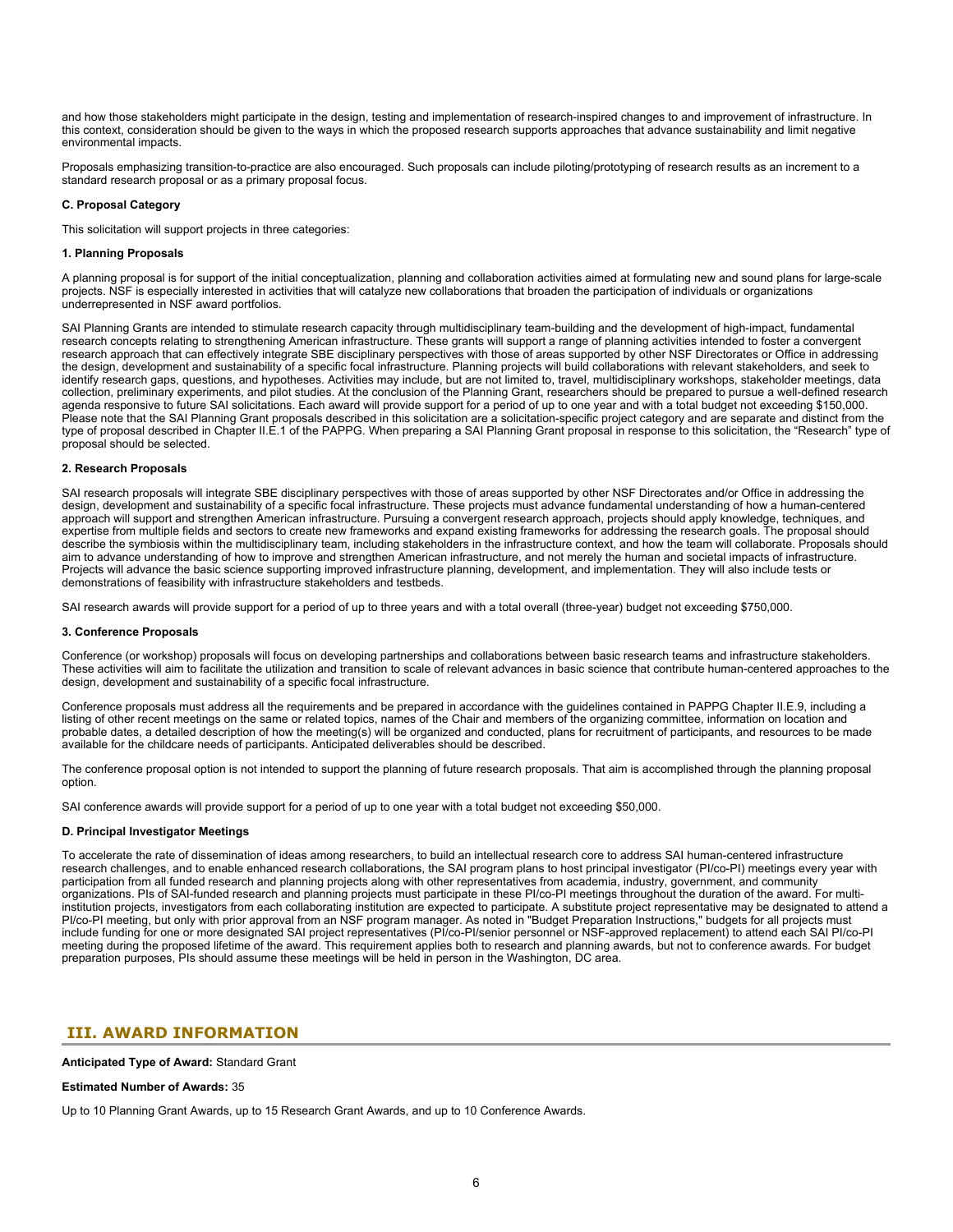and how those stakeholders might participate in the design, testing and implementation of research-inspired changes to and improvement of infrastructure. In this context, consideration should be given to the ways in which the proposed research supports approaches that advance sustainability and limit negative environmental impacts.

Proposals emphasizing transition-to-practice are also encouraged. Such proposals can include piloting/prototyping of research results as an increment to a standard research proposal or as a primary proposal focus.

**C. Proposal Category**

This solicitation will support projects in three categories:

**1. Planning Proposals**

A planning proposal is for support of the initial conceptualization, planning and collaboration activities aimed at formulating new and sound plans for large-scale projects. NSF is especially interested in activities that will catalyze new collaborations that broaden the participation of individuals or organizations underrepresented in NSF award portfolios.

SAI Planning Grants are intended to stimulate research capacity through multidisciplinary team-building and the development of high-impact, fundamental research concepts relating to strengthening American infrastructure. These grants will support a range of planning activities intended to foster a convergent research approach that can effectively integrate SBE disciplinary perspectives with those of areas supported by other NSF Directorates or Office in addressing the design, development and sustainability of a specific focal infrastructure. Planning projects will build collaborations with relevant stakeholders, and seek to identify research gaps, questions, and hypotheses. Activities may include, but are not limited to, travel, multidisciplinary workshops, stakeholder meetings, data collection, preliminary experiments, and pilot studies. At the conclusion of the Planning Grant, researchers should be prepared to pursue a well-defined research agenda responsive to future SAI solicitations. Each award will provide support for a period of up to one year and with a total budget not exceeding $150,000. Please note that the SAI Planning Grant proposals described in this solicitation are a solicitation-specific project category and are separate and distinct from the type of proposal described in Chapter II.E.1 of the PAPPG. When preparing a SAI Planning Grant proposal in response to this solicitation, the "Research" type of proposal should be selected.

**2. Research Proposals**

SAI research proposals will integrate SBE disciplinary perspectives with those of areas supported by other NSF Directorates and/or Office in addressing the design, development and sustainability of a specific focal infrastructure. These projects must advance fundamental understanding of how a human-centered approach will support and strengthen American infrastructure. Pursuing a convergent research approach, projects should apply knowledge, techniques, and expertise from multiple fields and sectors to create new frameworks and expand existing frameworks for addressing the research goals. The proposal should describe the symbiosis within the multidisciplinary team, including stakeholders in the infrastructure context, and how the team will collaborate. Proposals should aim to advance understanding of how to improve and strengthen American infrastructure, and not merely the human and societal impacts of infrastructure. Projects will advance the basic science supporting improved infrastructure planning, development, and implementation. They will also include tests or demonstrations of feasibility with infrastructure stakeholders and testbeds.

SAI research awards will provide support for a period of up to three years and with a total overall (three-year) budget not exceeding $750,000.

**3. Conference Proposals**

Conference (or workshop) proposals will focus on developing partnerships and collaborations between basic research teams and infrastructure stakeholders. These activities will aim to facilitate the utilization and transition to scale of relevant advances in basic science that contribute human-centered approaches to the design, development and sustainability of a specific focal infrastructure.

Conference proposals must address all the requirements and be prepared in accordance with the guidelines contained in PAPPG Chapter II.E.9, including a listing of other recent meetings on the same or related topics, names of the Chair and members of the organizing committee, information on location and probable dates, a detailed description of how the meeting(s) will be organized and conducted, plans for recruitment of participants, and resources to be made available for the childcare needs of participants. Anticipated deliverables should be described.

The conference proposal option is not intended to support the planning of future research proposals. That aim is accomplished through the planning proposal option.

SAI conference awards will provide support for a period of up to one year with a total budget not exceeding $50,000.

**D. Principal Investigator Meetings**

To accelerate the rate of dissemination of ideas among researchers, to build an intellectual research core to address SAI human-centered infrastructure research challenges, and to enable enhanced research collaborations, the SAI program plans to host principal investigator (PI/co-PI) meetings every year with participation from all funded research and planning projects along with other representatives from academia, industry, government, and community organizations. PIs of SAI-funded research and planning projects must participate in these PI/co-PI meetings throughout the duration of the award. For multi-institution projects, investigators from each collaborating institution are expected to participate. A substitute project representative may be designated to attend a PI/co-PI meeting, but only with prior approval from an NSF program manager. As noted in "Budget Preparation Instructions," budgets for all projects must include funding for one or more designated SAI project representatives (PI/co-PI/senior personnel or NSF-approved replacement) to attend each SAI PI/co-PI meeting during the proposed lifetime of the award. This requirement applies both to research and planning awards, but not to conference awards. For budget preparation purposes, PIs should assume these meetings will be held in person in the Washington, DC area.

## III. AWARD INFORMATION

**Anticipated Type of Award:** Standard Grant

**Estimated Number of Awards:** 35

Up to 10 Planning Grant Awards, up to 15 Research Grant Awards, and up to 10 Conference Awards.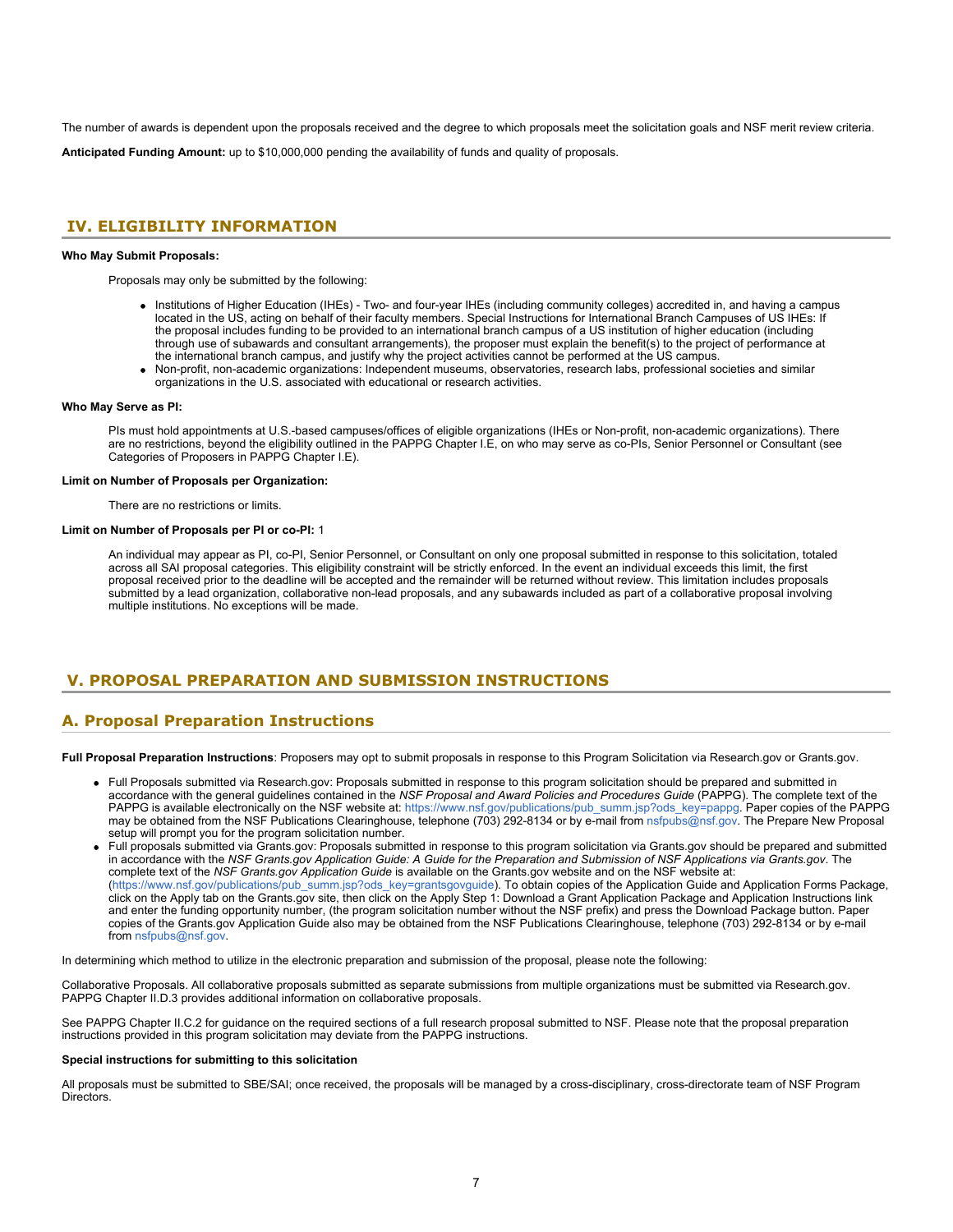The number of awards is dependent upon the proposals received and the degree to which proposals meet the solicitation goals and NSF merit review criteria.

**Anticipated Funding Amount:** up to $10,000,000 pending the availability of funds and quality of proposals.

## IV. ELIGIBILITY INFORMATION

**Who May Submit Proposals:**

Proposals may only be submitted by the following:

- Institutions of Higher Education (IHEs) - Two- and four-year IHEs (including community colleges) accredited in, and having a campus located in the US, acting on behalf of their faculty members. Special Instructions for International Branch Campuses of US IHEs: If the proposal includes funding to be provided to an international branch campus of a US institution of higher education (including through use of subawards and consultant arrangements), the proposer must explain the benefit(s) to the project of performance at the international branch campus, and justify why the project activities cannot be performed at the US campus.
- Non-profit, non-academic organizations: Independent museums, observatories, research labs, professional societies and similar organizations in the U.S. associated with educational or research activities.

**Who May Serve as PI:**

PIs must hold appointments at U.S.-based campuses/offices of eligible organizations (IHEs or Non-profit, non-academic organizations). There are no restrictions, beyond the eligibility outlined in the PAPPG Chapter I.E, on who may serve as co-PIs, Senior Personnel or Consultant (see Categories of Proposers in PAPPG Chapter I.E).

**Limit on Number of Proposals per Organization:**

There are no restrictions or limits.

**Limit on Number of Proposals per PI or co-PI:** 1

An individual may appear as PI, co-PI, Senior Personnel, or Consultant on only one proposal submitted in response to this solicitation, totaled across all SAI proposal categories. This eligibility constraint will be strictly enforced. In the event an individual exceeds this limit, the first proposal received prior to the deadline will be accepted and the remainder will be returned without review. This limitation includes proposals submitted by a lead organization, collaborative non-lead proposals, and any subawards included as part of a collaborative proposal involving multiple institutions. No exceptions will be made.

## V. PROPOSAL PREPARATION AND SUBMISSION INSTRUCTIONS

### A. Proposal Preparation Instructions

**Full Proposal Preparation Instructions**: Proposers may opt to submit proposals in response to this Program Solicitation via Research.gov or Grants.gov.

- Full Proposals submitted via Research.gov: Proposals submitted in response to this program solicitation should be prepared and submitted in accordance with the general guidelines contained in the *NSF Proposal and Award Policies and Procedures Guide* (PAPPG). The complete text of the PAPPG is available electronically on the NSF website at: https://www.nsf.gov/publications/pub_summ.jsp?ods_key=pappg. Paper copies of the PAPPG may be obtained from the NSF Publications Clearinghouse, telephone (703) 292-8134 or by e-mail from nsfpubs@nsf.gov. The Prepare New Proposal setup will prompt you for the program solicitation number.
- Full proposals submitted via Grants.gov: Proposals submitted in response to this program solicitation via Grants.gov should be prepared and submitted in accordance with the *NSF Grants.gov Application Guide: A Guide for the Preparation and Submission of NSF Applications via Grants.gov*. The complete text of the *NSF Grants.gov Application Guide* is available on the Grants.gov website and on the NSF website at: (https://www.nsf.gov/publications/pub_summ.jsp?ods_key=grantsgovguide). To obtain copies of the Application Guide and Application Forms Package, click on the Apply tab on the Grants.gov site, then click on the Apply Step 1: Download a Grant Application Package and Application Instructions link and enter the funding opportunity number, (the program solicitation number without the NSF prefix) and press the Download Package button. Paper copies of the Grants.gov Application Guide also may be obtained from the NSF Publications Clearinghouse, telephone (703) 292-8134 or by e-mail from nsfpubs@nsf.gov.

In determining which method to utilize in the electronic preparation and submission of the proposal, please note the following:

Collaborative Proposals. All collaborative proposals submitted as separate submissions from multiple organizations must be submitted via Research.gov. PAPPG Chapter II.D.3 provides additional information on collaborative proposals.

See PAPPG Chapter II.C.2 for guidance on the required sections of a full research proposal submitted to NSF. Please note that the proposal preparation instructions provided in this program solicitation may deviate from the PAPPG instructions.

**Special instructions for submitting to this solicitation**

All proposals must be submitted to SBE/SAI; once received, the proposals will be managed by a cross-disciplinary, cross-directorate team of NSF Program Directors.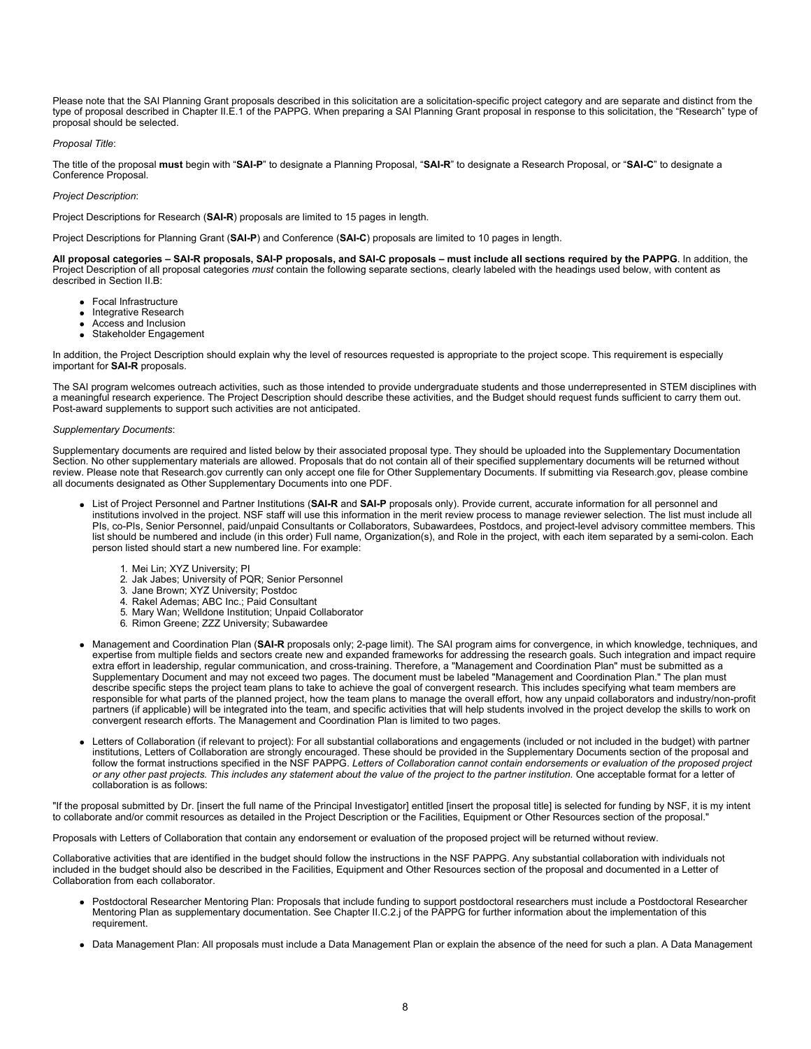Please note that the SAI Planning Grant proposals described in this solicitation are a solicitation-specific project category and are separate and distinct from the type of proposal described in Chapter II.E.1 of the PAPPG. When preparing a SAI Planning Grant proposal in response to this solicitation, the "Research" type of proposal should be selected.

*Proposal Title*:

The title of the proposal **must** begin with "**SAI-P**" to designate a Planning Proposal, "**SAI-R**" to designate a Research Proposal, or "**SAI-C**" to designate a Conference Proposal.

*Project Description*:

Project Descriptions for Research (**SAI-R**) proposals are limited to 15 pages in length.

Project Descriptions for Planning Grant (**SAI-P**) and Conference (**SAI-C**) proposals are limited to 10 pages in length.

**All proposal categories – SAI-R proposals, SAI-P proposals, and SAI-C proposals – must include all sections required by the PAPPG**. In addition, the Project Description of all proposal categories *must* contain the following separate sections, clearly labeled with the headings used below, with content as described in Section II.B:

- Focal Infrastructure
- Integrative Research
- Access and Inclusion
- Stakeholder Engagement

In addition, the Project Description should explain why the level of resources requested is appropriate to the project scope. This requirement is especially important for **SAI-R** proposals.

The SAI program welcomes outreach activities, such as those intended to provide undergraduate students and those underrepresented in STEM disciplines with a meaningful research experience. The Project Description should describe these activities, and the Budget should request funds sufficient to carry them out. Post-award supplements to support such activities are not anticipated.

*Supplementary Documents*:

Supplementary documents are required and listed below by their associated proposal type. They should be uploaded into the Supplementary Documentation Section. No other supplementary materials are allowed. Proposals that do not contain all of their specified supplementary documents will be returned without review. Please note that Research.gov currently can only accept one file for Other Supplementary Documents. If submitting via Research.gov, please combine all documents designated as Other Supplementary Documents into one PDF.

- List of Project Personnel and Partner Institutions (**SAI-R** and **SAI-P** proposals only). Provide current, accurate information for all personnel and institutions involved in the project. NSF staff will use this information in the merit review process to manage reviewer selection. The list must include all PIs, co-PIs, Senior Personnel, paid/unpaid Consultants or Collaborators, Subawardees, Postdocs, and project-level advisory committee members. This list should be numbered and include (in this order) Full name, Organization(s), and Role in the project, with each item separated by a semi-colon. Each person listed should start a new numbered line. For example:

  1. Mei Lin; XYZ University; PI
  2. Jak Jabes; University of PQR; Senior Personnel
  3. Jane Brown; XYZ University; Postdoc
  4. Rakel Ademas; ABC Inc.; Paid Consultant
  5. Mary Wan; Welldone Institution; Unpaid Collaborator
  6. Rimon Greene; ZZZ University; Subawardee

- Management and Coordination Plan (**SAI-R** proposals only; 2-page limit). The SAI program aims for convergence, in which knowledge, techniques, and expertise from multiple fields and sectors create new and expanded frameworks for addressing the research goals. Such integration and impact require extra effort in leadership, regular communication, and cross-training. Therefore, a "Management and Coordination Plan" must be submitted as a Supplementary Document and may not exceed two pages. The document must be labeled "Management and Coordination Plan." The plan must describe specific steps the project team plans to take to achieve the goal of convergent research. This includes specifying what team members are responsible for what parts of the planned project, how the team plans to manage the overall effort, how any unpaid collaborators and industry/non-profit partners (if applicable) will be integrated into the team, and specific activities that will help students involved in the project develop the skills to work on convergent research efforts. The Management and Coordination Plan is limited to two pages.

- Letters of Collaboration (if relevant to project): For all substantial collaborations and engagements (included or not included in the budget) with partner institutions, Letters of Collaboration are strongly encouraged. These should be provided in the Supplementary Documents section of the proposal and follow the format instructions specified in the NSF PAPPG. *Letters of Collaboration cannot contain endorsements or evaluation of the proposed project or any other past projects. This includes any statement about the value of the project to the partner institution.* One acceptable format for a letter of collaboration is as follows:

"If the proposal submitted by Dr. [insert the full name of the Principal Investigator] entitled [insert the proposal title] is selected for funding by NSF, it is my intent to collaborate and/or commit resources as detailed in the Project Description or the Facilities, Equipment or Other Resources section of the proposal."

Proposals with Letters of Collaboration that contain any endorsement or evaluation of the proposed project will be returned without review.

Collaborative activities that are identified in the budget should follow the instructions in the NSF PAPPG. Any substantial collaboration with individuals not included in the budget should also be described in the Facilities, Equipment and Other Resources section of the proposal and documented in a Letter of Collaboration from each collaborator.

- Postdoctoral Researcher Mentoring Plan: Proposals that include funding to support postdoctoral researchers must include a Postdoctoral Researcher Mentoring Plan as supplementary documentation. See Chapter II.C.2.j of the PAPPG for further information about the implementation of this requirement.

- Data Management Plan: All proposals must include a Data Management Plan or explain the absence of the need for such a plan. A Data Management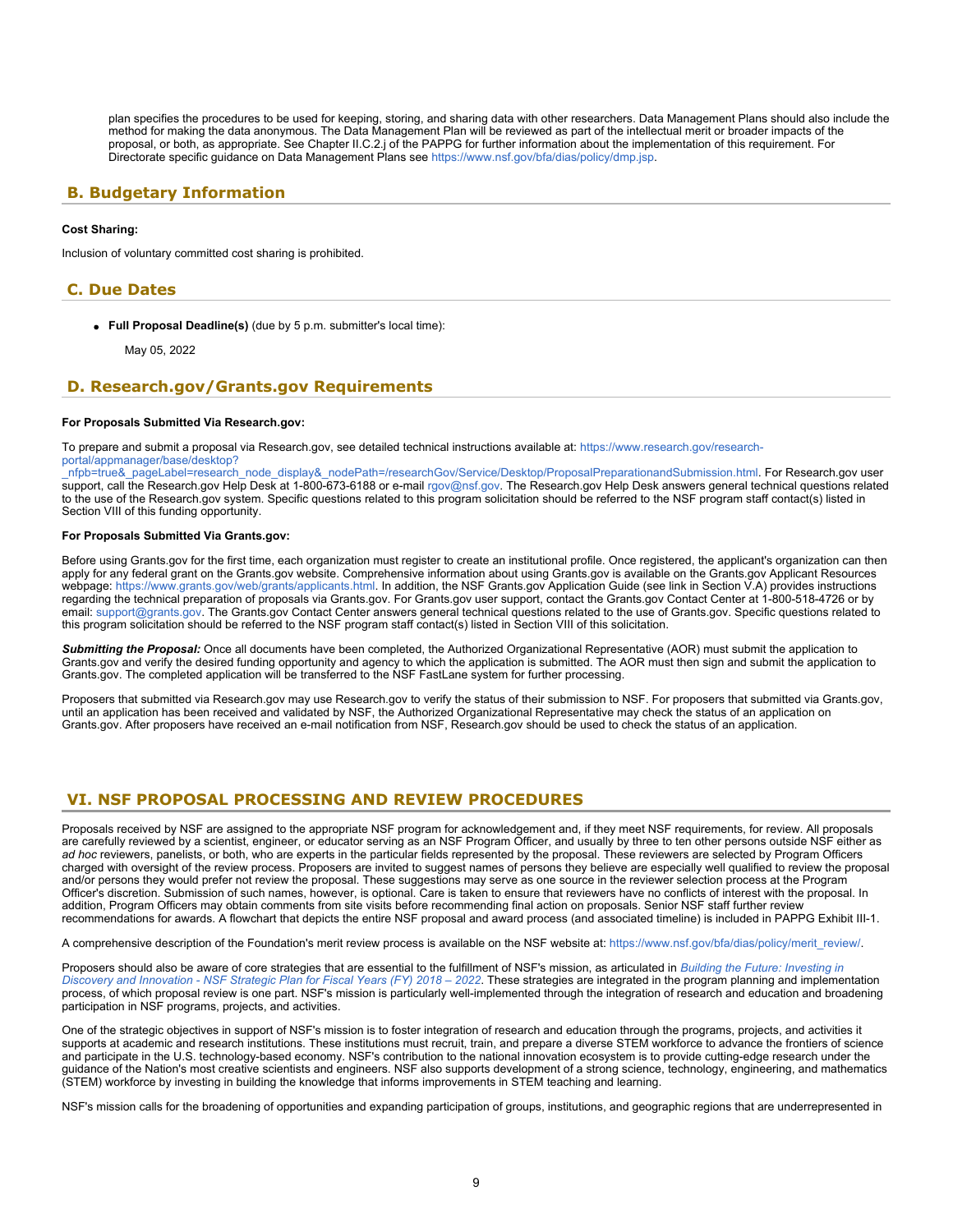plan specifies the procedures to be used for keeping, storing, and sharing data with other researchers. Data Management Plans should also include the method for making the data anonymous. The Data Management Plan will be reviewed as part of the intellectual merit or broader impacts of the proposal, or both, as appropriate. See Chapter II.C.2.j of the PAPPG for further information about the implementation of this requirement. For Directorate specific guidance on Data Management Plans see https://www.nsf.gov/bfa/dias/policy/dmp.jsp.

## B. Budgetary Information

**Cost Sharing:**

Inclusion of voluntary committed cost sharing is prohibited.

## C. Due Dates

- **Full Proposal Deadline(s)** (due by 5 p.m. submitter's local time):

  May 05, 2022

## D. Research.gov/Grants.gov Requirements

**For Proposals Submitted Via Research.gov:**

To prepare and submit a proposal via Research.gov, see detailed technical instructions available at: https://www.research.gov/research-portal/appmanager/base/desktop?_nfpb=true&_pageLabel=research_node_display&_nodePath=/researchGov/Service/Desktop/ProposalPreparationandSubmission.html. For Research.gov user support, call the Research.gov Help Desk at 1-800-673-6188 or e-mail rgov@nsf.gov. The Research.gov Help Desk answers general technical questions related to the use of the Research.gov system. Specific questions related to this program solicitation should be referred to the NSF program staff contact(s) listed in Section VIII of this funding opportunity.

**For Proposals Submitted Via Grants.gov:**

Before using Grants.gov for the first time, each organization must register to create an institutional profile. Once registered, the applicant's organization can then apply for any federal grant on the Grants.gov website. Comprehensive information about using Grants.gov is available on the Grants.gov Applicant Resources webpage: https://www.grants.gov/web/grants/applicants.html. In addition, the NSF Grants.gov Application Guide (see link in Section V.A) provides instructions regarding the technical preparation of proposals via Grants.gov. For Grants.gov user support, contact the Grants.gov Contact Center at 1-800-518-4726 or by email: support@grants.gov. The Grants.gov Contact Center answers general technical questions related to the use of Grants.gov. Specific questions related to this program solicitation should be referred to the NSF program staff contact(s) listed in Section VIII of this solicitation.

***Submitting the Proposal:*** Once all documents have been completed, the Authorized Organizational Representative (AOR) must submit the application to Grants.gov and verify the desired funding opportunity and agency to which the application is submitted. The AOR must then sign and submit the application to Grants.gov. The completed application will be transferred to the NSF FastLane system for further processing.

Proposers that submitted via Research.gov may use Research.gov to verify the status of their submission to NSF. For proposers that submitted via Grants.gov, until an application has been received and validated by NSF, the Authorized Organizational Representative may check the status of an application on Grants.gov. After proposers have received an e-mail notification from NSF, Research.gov should be used to check the status of an application.

# VI. NSF PROPOSAL PROCESSING AND REVIEW PROCEDURES

Proposals received by NSF are assigned to the appropriate NSF program for acknowledgement and, if they meet NSF requirements, for review. All proposals are carefully reviewed by a scientist, engineer, or educator serving as an NSF Program Officer, and usually by three to ten other persons outside NSF either as *ad hoc* reviewers, panelists, or both, who are experts in the particular fields represented by the proposal. These reviewers are selected by Program Officers charged with oversight of the review process. Proposers are invited to suggest names of persons they believe are especially well qualified to review the proposal and/or persons they would prefer not review the proposal. These suggestions may serve as one source in the reviewer selection process at the Program Officer's discretion. Submission of such names, however, is optional. Care is taken to ensure that reviewers have no conflicts of interest with the proposal. In addition, Program Officers may obtain comments from site visits before recommending final action on proposals. Senior NSF staff further review recommendations for awards. A flowchart that depicts the entire NSF proposal and award process (and associated timeline) is included in PAPPG Exhibit III-1.

A comprehensive description of the Foundation's merit review process is available on the NSF website at: https://www.nsf.gov/bfa/dias/policy/merit_review/.

Proposers should also be aware of core strategies that are essential to the fulfillment of NSF's mission, as articulated in *Building the Future: Investing in Discovery and Innovation - NSF Strategic Plan for Fiscal Years (FY) 2018 – 2022*. These strategies are integrated in the program planning and implementation process, of which proposal review is one part. NSF's mission is particularly well-implemented through the integration of research and education and broadening participation in NSF programs, projects, and activities.

One of the strategic objectives in support of NSF's mission is to foster integration of research and education through the programs, projects, and activities it supports at academic and research institutions. These institutions must recruit, train, and prepare a diverse STEM workforce to advance the frontiers of science and participate in the U.S. technology-based economy. NSF's contribution to the national innovation ecosystem is to provide cutting-edge research under the guidance of the Nation's most creative scientists and engineers. NSF also supports development of a strong science, technology, engineering, and mathematics (STEM) workforce by investing in building the knowledge that informs improvements in STEM teaching and learning.

NSF's mission calls for the broadening of opportunities and expanding participation of groups, institutions, and geographic regions that are underrepresented in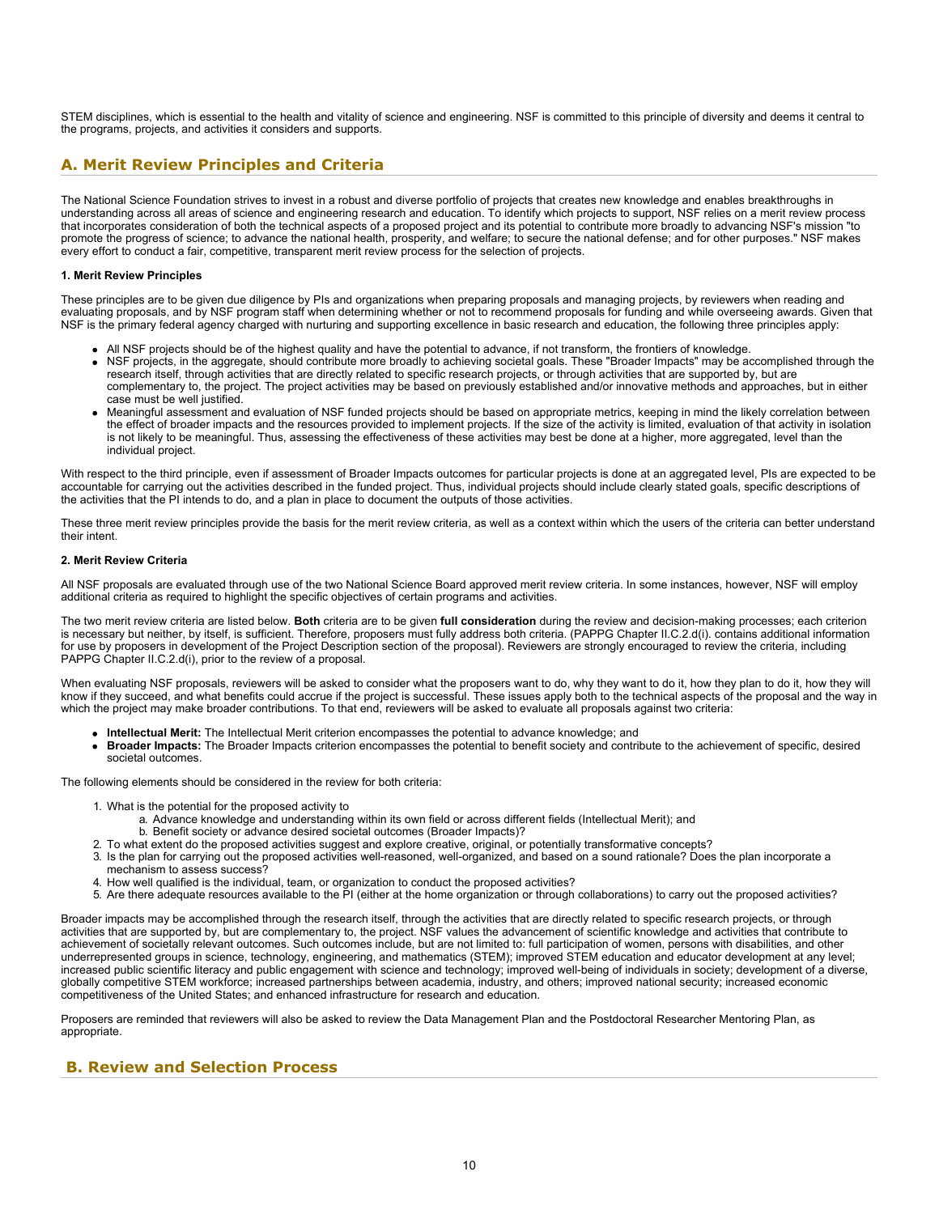STEM disciplines, which is essential to the health and vitality of science and engineering. NSF is committed to this principle of diversity and deems it central to the programs, projects, and activities it considers and supports.

## A. Merit Review Principles and Criteria

The National Science Foundation strives to invest in a robust and diverse portfolio of projects that creates new knowledge and enables breakthroughs in understanding across all areas of science and engineering research and education. To identify which projects to support, NSF relies on a merit review process that incorporates consideration of both the technical aspects of a proposed project and its potential to contribute more broadly to advancing NSF's mission "to promote the progress of science; to advance the national health, prosperity, and welfare; to secure the national defense; and for other purposes." NSF makes every effort to conduct a fair, competitive, transparent merit review process for the selection of projects.

#### 1. Merit Review Principles

These principles are to be given due diligence by PIs and organizations when preparing proposals and managing projects, by reviewers when reading and evaluating proposals, and by NSF program staff when determining whether or not to recommend proposals for funding and while overseeing awards. Given that NSF is the primary federal agency charged with nurturing and supporting excellence in basic research and education, the following three principles apply:

- All NSF projects should be of the highest quality and have the potential to advance, if not transform, the frontiers of knowledge.
- NSF projects, in the aggregate, should contribute more broadly to achieving societal goals. These "Broader Impacts" may be accomplished through the research itself, through activities that are directly related to specific research projects, or through activities that are supported by, but are complementary to, the project. The project activities may be based on previously established and/or innovative methods and approaches, but in either case must be well justified.
- Meaningful assessment and evaluation of NSF funded projects should be based on appropriate metrics, keeping in mind the likely correlation between the effect of broader impacts and the resources provided to implement projects. If the size of the activity is limited, evaluation of that activity in isolation is not likely to be meaningful. Thus, assessing the effectiveness of these activities may best be done at a higher, more aggregated, level than the individual project.

With respect to the third principle, even if assessment of Broader Impacts outcomes for particular projects is done at an aggregated level, PIs are expected to be accountable for carrying out the activities described in the funded project. Thus, individual projects should include clearly stated goals, specific descriptions of the activities that the PI intends to do, and a plan in place to document the outputs of those activities.

These three merit review principles provide the basis for the merit review criteria, as well as a context within which the users of the criteria can better understand their intent.

#### 2. Merit Review Criteria

All NSF proposals are evaluated through use of the two National Science Board approved merit review criteria. In some instances, however, NSF will employ additional criteria as required to highlight the specific objectives of certain programs and activities.

The two merit review criteria are listed below. **Both** criteria are to be given **full consideration** during the review and decision-making processes; each criterion is necessary but neither, by itself, is sufficient. Therefore, proposers must fully address both criteria. (PAPPG Chapter II.C.2.d(i). contains additional information for use by proposers in development of the Project Description section of the proposal). Reviewers are strongly encouraged to review the criteria, including PAPPG Chapter II.C.2.d(i), prior to the review of a proposal.

When evaluating NSF proposals, reviewers will be asked to consider what the proposers want to do, why they want to do it, how they plan to do it, how they will know if they succeed, and what benefits could accrue if the project is successful. These issues apply both to the technical aspects of the proposal and the way in which the project may make broader contributions. To that end, reviewers will be asked to evaluate all proposals against two criteria:

- **Intellectual Merit:** The Intellectual Merit criterion encompasses the potential to advance knowledge; and
- **Broader Impacts:** The Broader Impacts criterion encompasses the potential to benefit society and contribute to the achievement of specific, desired societal outcomes.

The following elements should be considered in the review for both criteria:

1. What is the potential for the proposed activity to
    a. Advance knowledge and understanding within its own field or across different fields (Intellectual Merit); and
    b. Benefit society or advance desired societal outcomes (Broader Impacts)?
2. To what extent do the proposed activities suggest and explore creative, original, or potentially transformative concepts?
3. Is the plan for carrying out the proposed activities well-reasoned, well-organized, and based on a sound rationale? Does the plan incorporate a mechanism to assess success?
4. How well qualified is the individual, team, or organization to conduct the proposed activities?
5. Are there adequate resources available to the PI (either at the home organization or through collaborations) to carry out the proposed activities?

Broader impacts may be accomplished through the research itself, through the activities that are directly related to specific research projects, or through activities that are supported by, but are complementary to, the project. NSF values the advancement of scientific knowledge and activities that contribute to achievement of societally relevant outcomes. Such outcomes include, but are not limited to: full participation of women, persons with disabilities, and other underrepresented groups in science, technology, engineering, and mathematics (STEM); improved STEM education and educator development at any level; increased public scientific literacy and public engagement with science and technology; improved well-being of individuals in society; development of a diverse, globally competitive STEM workforce; increased partnerships between academia, industry, and others; improved national security; increased economic competitiveness of the United States; and enhanced infrastructure for research and education.

Proposers are reminded that reviewers will also be asked to review the Data Management Plan and the Postdoctoral Researcher Mentoring Plan, as appropriate.

## B. Review and Selection Process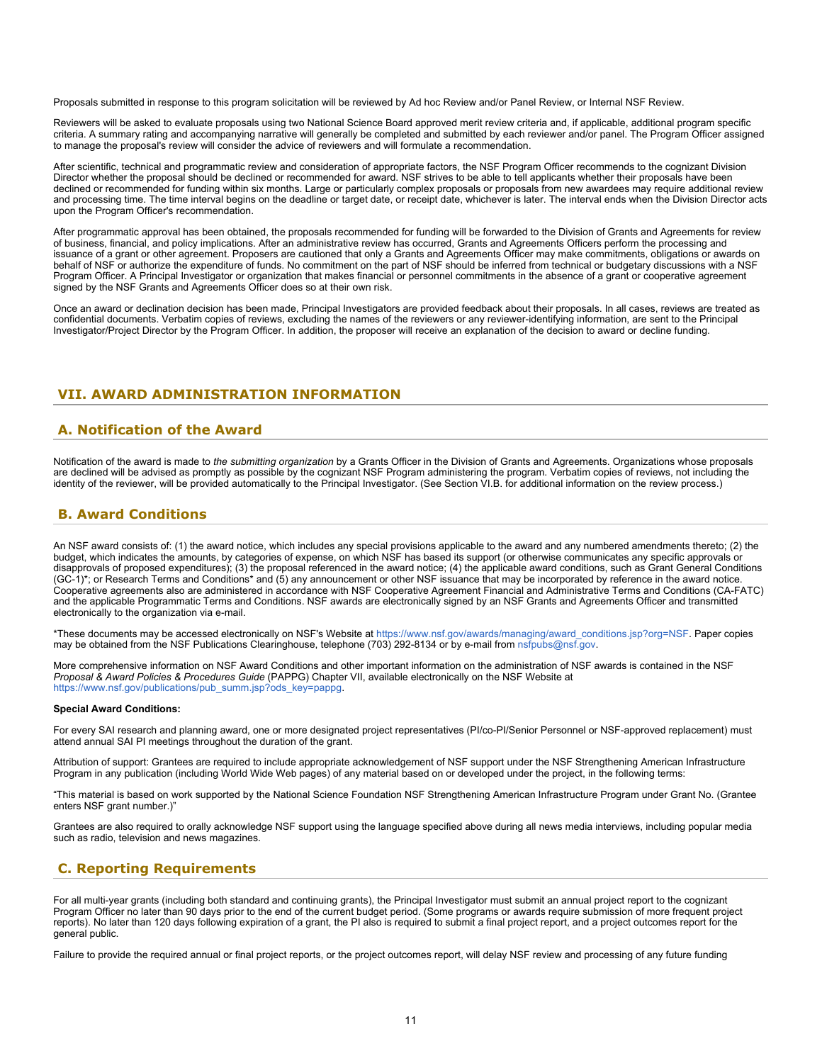Proposals submitted in response to this program solicitation will be reviewed by Ad hoc Review and/or Panel Review, or Internal NSF Review.

Reviewers will be asked to evaluate proposals using two National Science Board approved merit review criteria and, if applicable, additional program specific criteria. A summary rating and accompanying narrative will generally be completed and submitted by each reviewer and/or panel. The Program Officer assigned to manage the proposal's review will consider the advice of reviewers and will formulate a recommendation.

After scientific, technical and programmatic review and consideration of appropriate factors, the NSF Program Officer recommends to the cognizant Division Director whether the proposal should be declined or recommended for award. NSF strives to be able to tell applicants whether their proposals have been declined or recommended for funding within six months. Large or particularly complex proposals or proposals from new awardees may require additional review and processing time. The time interval begins on the deadline or target date, or receipt date, whichever is later. The interval ends when the Division Director acts upon the Program Officer's recommendation.

After programmatic approval has been obtained, the proposals recommended for funding will be forwarded to the Division of Grants and Agreements for review of business, financial, and policy implications. After an administrative review has occurred, Grants and Agreements Officers perform the processing and issuance of a grant or other agreement. Proposers are cautioned that only a Grants and Agreements Officer may make commitments, obligations or awards on behalf of NSF or authorize the expenditure of funds. No commitment on the part of NSF should be inferred from technical or budgetary discussions with a NSF Program Officer. A Principal Investigator or organization that makes financial or personnel commitments in the absence of a grant or cooperative agreement signed by the NSF Grants and Agreements Officer does so at their own risk.

Once an award or declination decision has been made, Principal Investigators are provided feedback about their proposals. In all cases, reviews are treated as confidential documents. Verbatim copies of reviews, excluding the names of the reviewers or any reviewer-identifying information, are sent to the Principal Investigator/Project Director by the Program Officer. In addition, the proposer will receive an explanation of the decision to award or decline funding.

## VII. AWARD ADMINISTRATION INFORMATION

### A. Notification of the Award

Notification of the award is made to *the submitting organization* by a Grants Officer in the Division of Grants and Agreements. Organizations whose proposals are declined will be advised as promptly as possible by the cognizant NSF Program administering the program. Verbatim copies of reviews, not including the identity of the reviewer, will be provided automatically to the Principal Investigator. (See Section VI.B. for additional information on the review process.)

### B. Award Conditions

An NSF award consists of: (1) the award notice, which includes any special provisions applicable to the award and any numbered amendments thereto; (2) the budget, which indicates the amounts, by categories of expense, on which NSF has based its support (or otherwise communicates any specific approvals or disapprovals of proposed expenditures); (3) the proposal referenced in the award notice; (4) the applicable award conditions, such as Grant General Conditions (GC-1)*; or Research Terms and Conditions* and (5) any announcement or other NSF issuance that may be incorporated by reference in the award notice. Cooperative agreements also are administered in accordance with NSF Cooperative Agreement Financial and Administrative Terms and Conditions (CA-FATC) and the applicable Programmatic Terms and Conditions. NSF awards are electronically signed by an NSF Grants and Agreements Officer and transmitted electronically to the organization via e-mail.

*These documents may be accessed electronically on NSF's Website at https://www.nsf.gov/awards/managing/award_conditions.jsp?org=NSF. Paper copies may be obtained from the NSF Publications Clearinghouse, telephone (703) 292-8134 or by e-mail from nsfpubs@nsf.gov.

More comprehensive information on NSF Award Conditions and other important information on the administration of NSF awards is contained in the NSF *Proposal & Award Policies & Procedures Guide* (PAPPG) Chapter VII, available electronically on the NSF Website at https://www.nsf.gov/publications/pub_summ.jsp?ods_key=pappg.

**Special Award Conditions:**

For every SAI research and planning award, one or more designated project representatives (PI/co-PI/Senior Personnel or NSF-approved replacement) must attend annual SAI PI meetings throughout the duration of the grant.

Attribution of support: Grantees are required to include appropriate acknowledgement of NSF support under the NSF Strengthening American Infrastructure Program in any publication (including World Wide Web pages) of any material based on or developed under the project, in the following terms:

"This material is based on work supported by the National Science Foundation NSF Strengthening American Infrastructure Program under Grant No. (Grantee enters NSF grant number.)"

Grantees are also required to orally acknowledge NSF support using the language specified above during all news media interviews, including popular media such as radio, television and news magazines.

### C. Reporting Requirements

For all multi-year grants (including both standard and continuing grants), the Principal Investigator must submit an annual project report to the cognizant Program Officer no later than 90 days prior to the end of the current budget period. (Some programs or awards require submission of more frequent project reports). No later than 120 days following expiration of a grant, the PI also is required to submit a final project report, and a project outcomes report for the general public.

Failure to provide the required annual or final project reports, or the project outcomes report, will delay NSF review and processing of any future funding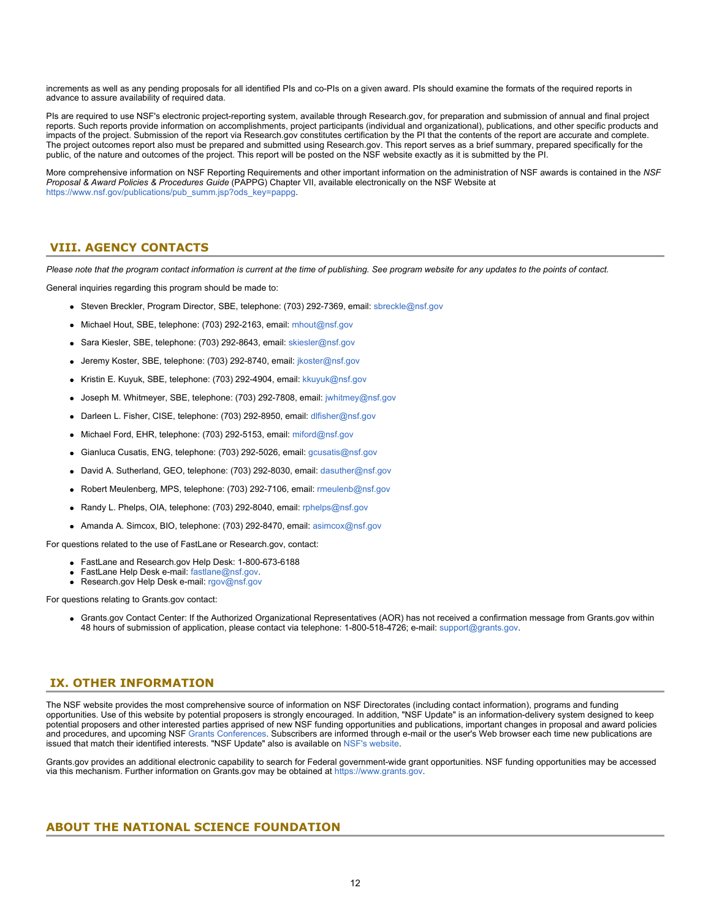increments as well as any pending proposals for all identified PIs and co-PIs on a given award. PIs should examine the formats of the required reports in advance to assure availability of required data.

PIs are required to use NSF's electronic project-reporting system, available through Research.gov, for preparation and submission of annual and final project reports. Such reports provide information on accomplishments, project participants (individual and organizational), publications, and other specific products and impacts of the project. Submission of the report via Research.gov constitutes certification by the PI that the contents of the report are accurate and complete. The project outcomes report also must be prepared and submitted using Research.gov. This report serves as a brief summary, prepared specifically for the public, of the nature and outcomes of the project. This report will be posted on the NSF website exactly as it is submitted by the PI.

More comprehensive information on NSF Reporting Requirements and other important information on the administration of NSF awards is contained in the *NSF Proposal & Award Policies & Procedures Guide* (PAPPG) Chapter VII, available electronically on the NSF Website at https://www.nsf.gov/publications/pub_summ.jsp?ods_key=pappg.

## VIII. AGENCY CONTACTS

*Please note that the program contact information is current at the time of publishing. See program website for any updates to the points of contact.*

General inquiries regarding this program should be made to:

- Steven Breckler, Program Director, SBE, telephone: (703) 292-7369, email: sbreckle@nsf.gov
- Michael Hout, SBE, telephone: (703) 292-2163, email: mhout@nsf.gov
- Sara Kiesler, SBE, telephone: (703) 292-8643, email: skiesler@nsf.gov
- Jeremy Koster, SBE, telephone: (703) 292-8740, email: jkoster@nsf.gov
- Kristin E. Kuyuk, SBE, telephone: (703) 292-4904, email: kkuyuk@nsf.gov
- Joseph M. Whitmeyer, SBE, telephone: (703) 292-7808, email: jwhitmey@nsf.gov
- Darleen L. Fisher, CISE, telephone: (703) 292-8950, email: dlfisher@nsf.gov
- Michael Ford, EHR, telephone: (703) 292-5153, email: miford@nsf.gov
- Gianluca Cusatis, ENG, telephone: (703) 292-5026, email: gcusatis@nsf.gov
- David A. Sutherland, GEO, telephone: (703) 292-8030, email: dasuther@nsf.gov
- Robert Meulenberg, MPS, telephone: (703) 292-7106, email: rmeulenb@nsf.gov
- Randy L. Phelps, OIA, telephone: (703) 292-8040, email: rphelps@nsf.gov
- Amanda A. Simcox, BIO, telephone: (703) 292-8470, email: asimcox@nsf.gov

For questions related to the use of FastLane or Research.gov, contact:

- FastLane and Research.gov Help Desk: 1-800-673-6188
- FastLane Help Desk e-mail: fastlane@nsf.gov.
- Research.gov Help Desk e-mail: rgov@nsf.gov

For questions relating to Grants.gov contact:

- Grants.gov Contact Center: If the Authorized Organizational Representatives (AOR) has not received a confirmation message from Grants.gov within 48 hours of submission of application, please contact via telephone: 1-800-518-4726; e-mail: support@grants.gov.

## IX. OTHER INFORMATION

The NSF website provides the most comprehensive source of information on NSF Directorates (including contact information), programs and funding opportunities. Use of this website by potential proposers is strongly encouraged. In addition, "NSF Update" is an information-delivery system designed to keep potential proposers and other interested parties apprised of new NSF funding opportunities and publications, important changes in proposal and award policies and procedures, and upcoming NSF Grants Conferences. Subscribers are informed through e-mail or the user's Web browser each time new publications are issued that match their identified interests. "NSF Update" also is available on NSF's website.

Grants.gov provides an additional electronic capability to search for Federal government-wide grant opportunities. NSF funding opportunities may be accessed via this mechanism. Further information on Grants.gov may be obtained at https://www.grants.gov.

## ABOUT THE NATIONAL SCIENCE FOUNDATION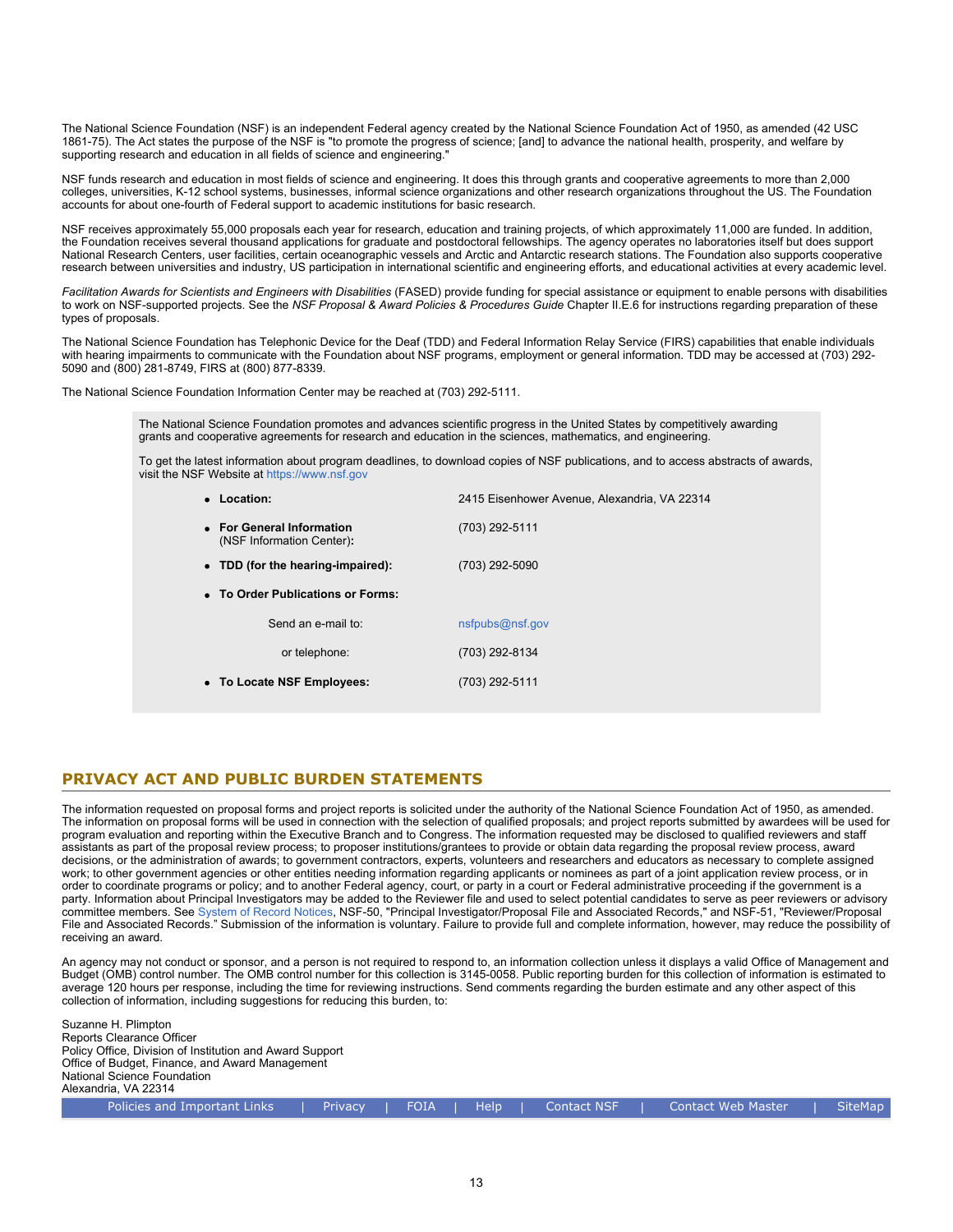The National Science Foundation (NSF) is an independent Federal agency created by the National Science Foundation Act of 1950, as amended (42 USC 1861-75). The Act states the purpose of the NSF is "to promote the progress of science; [and] to advance the national health, prosperity, and welfare by supporting research and education in all fields of science and engineering."

NSF funds research and education in most fields of science and engineering. It does this through grants and cooperative agreements to more than 2,000 colleges, universities, K-12 school systems, businesses, informal science organizations and other research organizations throughout the US. The Foundation accounts for about one-fourth of Federal support to academic institutions for basic research.

NSF receives approximately 55,000 proposals each year for research, education and training projects, of which approximately 11,000 are funded. In addition, the Foundation receives several thousand applications for graduate and postdoctoral fellowships. The agency operates no laboratories itself but does support National Research Centers, user facilities, certain oceanographic vessels and Arctic and Antarctic research stations. The Foundation also supports cooperative research between universities and industry, US participation in international scientific and engineering efforts, and educational activities at every academic level.

*Facilitation Awards for Scientists and Engineers with Disabilities* (FASED) provide funding for special assistance or equipment to enable persons with disabilities to work on NSF-supported projects. See the *NSF Proposal & Award Policies & Procedures Guide* Chapter II.E.6 for instructions regarding preparation of these types of proposals.

The National Science Foundation has Telephonic Device for the Deaf (TDD) and Federal Information Relay Service (FIRS) capabilities that enable individuals with hearing impairments to communicate with the Foundation about NSF programs, employment or general information. TDD may be accessed at (703) 292-5090 and (800) 281-8749, FIRS at (800) 877-8339.

The National Science Foundation Information Center may be reached at (703) 292-5111.

The National Science Foundation promotes and advances scientific progress in the United States by competitively awarding grants and cooperative agreements for research and education in the sciences, mathematics, and engineering.

To get the latest information about program deadlines, to download copies of NSF publications, and to access abstracts of awards, visit the NSF Website at https://www.nsf.gov

- **Location:** 2415 Eisenhower Avenue, Alexandria, VA 22314
- **For General Information** (NSF Information Center)**:** (703) 292-5111
- **TDD (for the hearing-impaired):** (703) 292-5090
- **To Order Publications or Forms:**
  - Send an e-mail to: nsfpubs@nsf.gov
  - or telephone: (703) 292-8134
- **To Locate NSF Employees:** (703) 292-5111

## PRIVACY ACT AND PUBLIC BURDEN STATEMENTS

The information requested on proposal forms and project reports is solicited under the authority of the National Science Foundation Act of 1950, as amended. The information on proposal forms will be used in connection with the selection of qualified proposals; and project reports submitted by awardees will be used for program evaluation and reporting within the Executive Branch and to Congress. The information requested may be disclosed to qualified reviewers and staff assistants as part of the proposal review process; to proposer institutions/grantees to provide or obtain data regarding the proposal review process, award decisions, or the administration of awards; to government contractors, experts, volunteers and researchers and educators as necessary to complete assigned work; to other government agencies or other entities needing information regarding applicants or nominees as part of a joint application review process, or in order to coordinate programs or policy; and to another Federal agency, court, or party in a court or Federal administrative proceeding if the government is a party. Information about Principal Investigators may be added to the Reviewer file and used to select potential candidates to serve as peer reviewers or advisory committee members. See System of Record Notices, NSF-50, "Principal Investigator/Proposal File and Associated Records," and NSF-51, "Reviewer/Proposal File and Associated Records." Submission of the information is voluntary. Failure to provide full and complete information, however, may reduce the possibility of receiving an award.

An agency may not conduct or sponsor, and a person is not required to respond to, an information collection unless it displays a valid Office of Management and Budget (OMB) control number. The OMB control number for this collection is 3145-0058. Public reporting burden for this collection of information is estimated to average 120 hours per response, including the time for reviewing instructions. Send comments regarding the burden estimate and any other aspect of this collection of information, including suggestions for reducing this burden, to:

Suzanne H. Plimpton
Reports Clearance Officer
Policy Office, Division of Institution and Award Support
Office of Budget, Finance, and Award Management
National Science Foundation
Alexandria, VA 22314

Policies and Important Links | Privacy | FOIA | Help | Contact NSF | Contact Web Master | SiteMap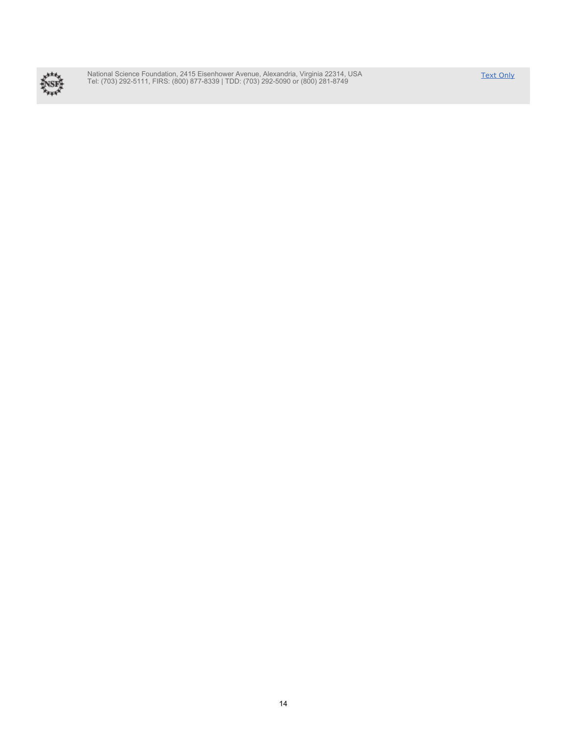National Science Foundation, 2415 Eisenhower Avenue, Alexandria, Virginia 22314, USA
Tel: (703) 292-5111, FIRS: (800) 877-8339 | TDD: (703) 292-5090 or (800) 281-8749

Text Only